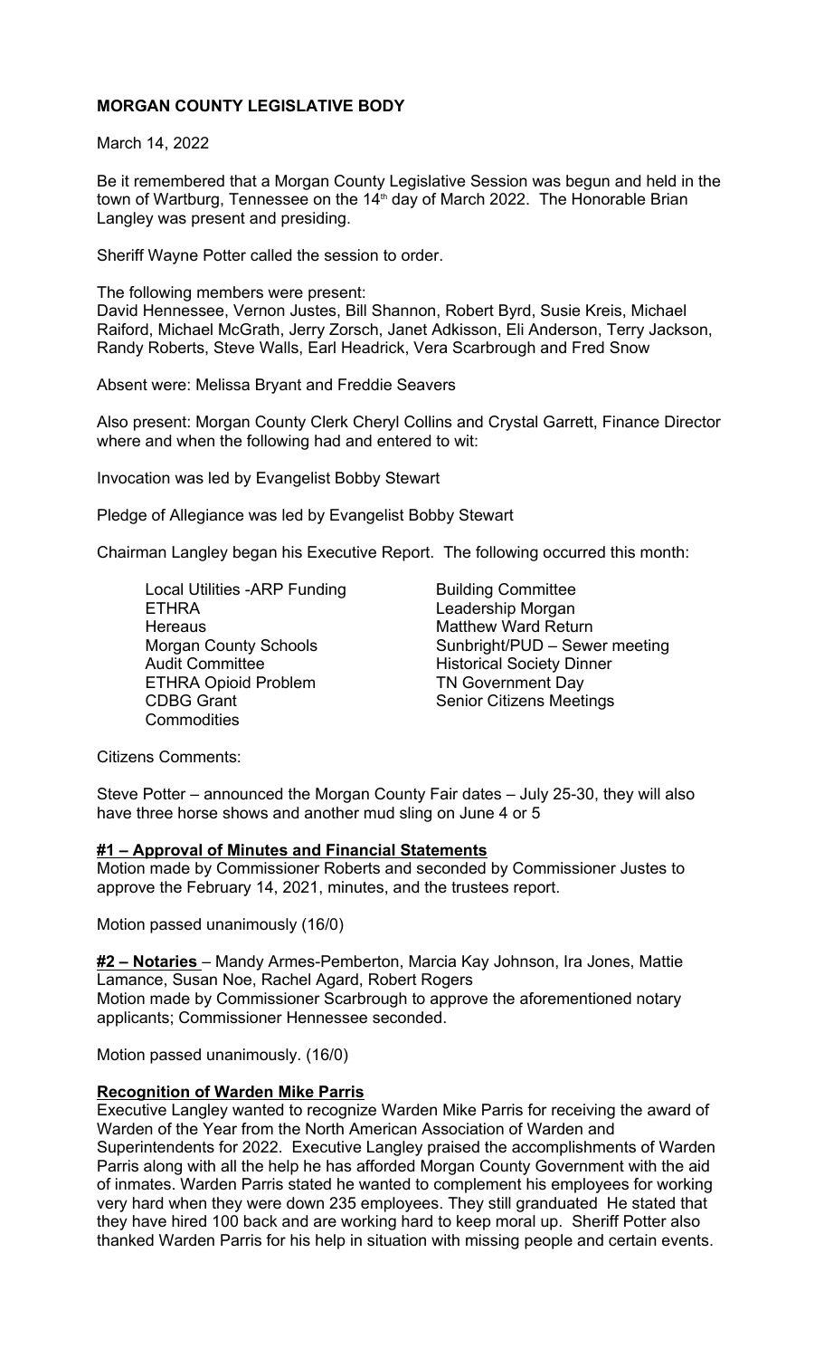**MORGAN COUNTY LEGISLATIVE BODY**

March 14, 2022

Be it remembered that a Morgan County Legislative Session was begun and held in the town of Wartburg, Tennessee on the 14th day of March 2022. The Honorable Brian Langley was present and presiding.

Sheriff Wayne Potter called the session to order.

The following members were present:
David Hennessee, Vernon Justes, Bill Shannon, Robert Byrd, Susie Kreis, Michael Raiford, Michael McGrath, Jerry Zorsch, Janet Adkisson, Eli Anderson, Terry Jackson, Randy Roberts, Steve Walls, Earl Headrick, Vera Scarbrough and Fred Snow

Absent were: Melissa Bryant and Freddie Seavers

Also present: Morgan County Clerk Cheryl Collins and Crystal Garrett, Finance Director where and when the following had and entered to wit:

Invocation was led by Evangelist Bobby Stewart

Pledge of Allegiance was led by Evangelist Bobby Stewart

Chairman Langley began his Executive Report. The following occurred this month:

- Local Utilities -ARP Funding
- ETHRA
- Hereaus
- Morgan County Schools
- Audit Committee
- ETHRA Opioid Problem
- CDBG Grant
- Commodities
- Building Committee
- Leadership Morgan
- Matthew Ward Return
- Sunbright/PUD – Sewer meeting
- Historical Society Dinner
- TN Government Day
- Senior Citizens Meetings

Citizens Comments:

Steve Potter – announced the Morgan County Fair dates – July 25-30, they will also have three horse shows and another mud sling on June 4 or 5

**#1 – Approval of Minutes and Financial Statements**
Motion made by Commissioner Roberts and seconded by Commissioner Justes to approve the February 14, 2021, minutes, and the trustees report.

Motion passed unanimously (16/0)

**#2 – Notaries** – Mandy Armes-Pemberton, Marcia Kay Johnson, Ira Jones, Mattie Lamance, Susan Noe, Rachel Agard, Robert Rogers
Motion made by Commissioner Scarbrough to approve the aforementioned notary applicants; Commissioner Hennessee seconded.

Motion passed unanimously. (16/0)

**Recognition of Warden Mike Parris**
Executive Langley wanted to recognize Warden Mike Parris for receiving the award of Warden of the Year from the North American Association of Warden and Superintendents for 2022. Executive Langley praised the accomplishments of Warden Parris along with all the help he has afforded Morgan County Government with the aid of inmates. Warden Parris stated he wanted to complement his employees for working very hard when they were down 235 employees. They still granduated He stated that they have hired 100 back and are working hard to keep moral up. Sheriff Potter also thanked Warden Parris for his help in situation with missing people and certain events.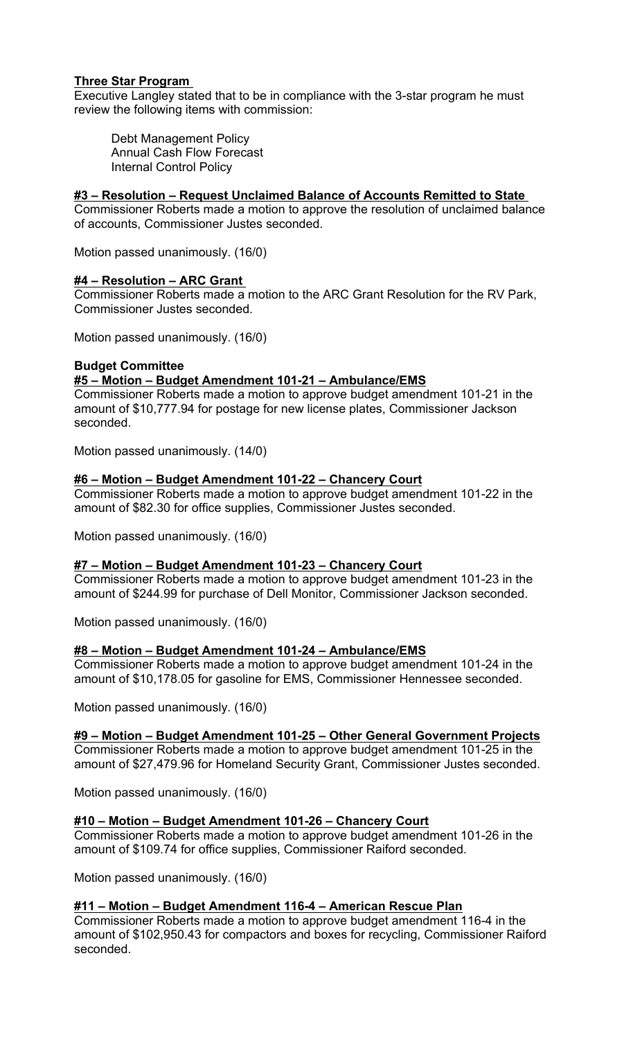**Three Star Program**

Executive Langley stated that to be in compliance with the 3-star program he must review the following items with commission:

Debt Management Policy
Annual Cash Flow Forecast
Internal Control Policy

**#3 – Resolution – Request Unclaimed Balance of Accounts Remitted to State**

Commissioner Roberts made a motion to approve the resolution of unclaimed balance of accounts, Commissioner Justes seconded.

Motion passed unanimously. (16/0)

**#4 – Resolution – ARC Grant**

Commissioner Roberts made a motion to the ARC Grant Resolution for the RV Park, Commissioner Justes seconded.

Motion passed unanimously. (16/0)

**Budget Committee**

**#5 – Motion – Budget Amendment 101-21 – Ambulance/EMS**

Commissioner Roberts made a motion to approve budget amendment 101-21 in the amount of $10,777.94 for postage for new license plates, Commissioner Jackson seconded.

Motion passed unanimously. (14/0)

**#6 – Motion – Budget Amendment 101-22 – Chancery Court**

Commissioner Roberts made a motion to approve budget amendment 101-22 in the amount of $82.30 for office supplies, Commissioner Justes seconded.

Motion passed unanimously. (16/0)

**#7 – Motion – Budget Amendment 101-23 – Chancery Court**

Commissioner Roberts made a motion to approve budget amendment 101-23 in the amount of $244.99 for purchase of Dell Monitor, Commissioner Jackson seconded.

Motion passed unanimously. (16/0)

**#8 – Motion – Budget Amendment 101-24 – Ambulance/EMS**

Commissioner Roberts made a motion to approve budget amendment 101-24 in the amount of $10,178.05 for gasoline for EMS, Commissioner Hennessee seconded.

Motion passed unanimously. (16/0)

**#9 – Motion – Budget Amendment 101-25 – Other General Government Projects**

Commissioner Roberts made a motion to approve budget amendment 101-25 in the amount of $27,479.96 for Homeland Security Grant, Commissioner Justes seconded.

Motion passed unanimously. (16/0)

**#10 – Motion – Budget Amendment 101-26 – Chancery Court**

Commissioner Roberts made a motion to approve budget amendment 101-26 in the amount of $109.74 for office supplies, Commissioner Raiford seconded.

Motion passed unanimously. (16/0)

**#11 – Motion – Budget Amendment 116-4 – American Rescue Plan**

Commissioner Roberts made a motion to approve budget amendment 116-4 in the amount of $102,950.43 for compactors and boxes for recycling, Commissioner Raiford seconded.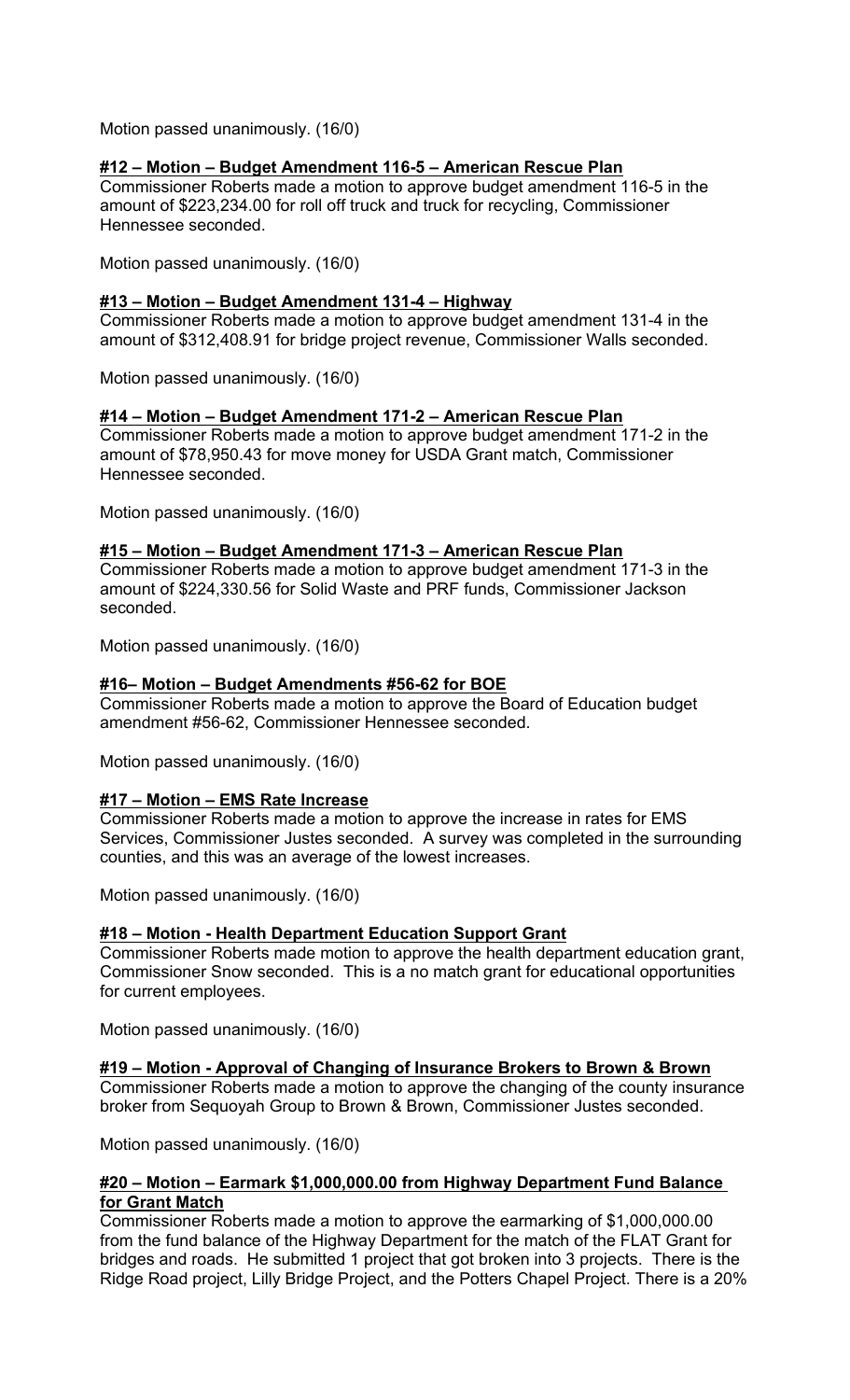Motion passed unanimously. (16/0)

**#12 – Motion – Budget Amendment 116-5 – American Rescue Plan**

Commissioner Roberts made a motion to approve budget amendment 116-5 in the amount of $223,234.00 for roll off truck and truck for recycling, Commissioner Hennessee seconded.

Motion passed unanimously. (16/0)

**#13 – Motion – Budget Amendment 131-4 – Highway**

Commissioner Roberts made a motion to approve budget amendment 131-4 in the amount of $312,408.91 for bridge project revenue, Commissioner Walls seconded.

Motion passed unanimously. (16/0)

**#14 – Motion – Budget Amendment 171-2 – American Rescue Plan**

Commissioner Roberts made a motion to approve budget amendment 171-2 in the amount of $78,950.43 for move money for USDA Grant match, Commissioner Hennessee seconded.

Motion passed unanimously. (16/0)

**#15 – Motion – Budget Amendment 171-3 – American Rescue Plan**

Commissioner Roberts made a motion to approve budget amendment 171-3 in the amount of $224,330.56 for Solid Waste and PRF funds, Commissioner Jackson seconded.

Motion passed unanimously. (16/0)

**#16– Motion – Budget Amendments #56-62 for BOE**

Commissioner Roberts made a motion to approve the Board of Education budget amendment #56-62, Commissioner Hennessee seconded.

Motion passed unanimously. (16/0)

**#17 – Motion – EMS Rate Increase**

Commissioner Roberts made a motion to approve the increase in rates for EMS Services, Commissioner Justes seconded. A survey was completed in the surrounding counties, and this was an average of the lowest increases.

Motion passed unanimously. (16/0)

**#18 – Motion - Health Department Education Support Grant**

Commissioner Roberts made motion to approve the health department education grant, Commissioner Snow seconded. This is a no match grant for educational opportunities for current employees.

Motion passed unanimously. (16/0)

**#19 – Motion - Approval of Changing of Insurance Brokers to Brown & Brown**

Commissioner Roberts made a motion to approve the changing of the county insurance broker from Sequoyah Group to Brown & Brown, Commissioner Justes seconded.

Motion passed unanimously. (16/0)

**#20 – Motion – Earmark $1,000,000.00 from Highway Department Fund Balance for Grant Match**

Commissioner Roberts made a motion to approve the earmarking of $1,000,000.00 from the fund balance of the Highway Department for the match of the FLAT Grant for bridges and roads. He submitted 1 project that got broken into 3 projects. There is the Ridge Road project, Lilly Bridge Project, and the Potters Chapel Project. There is a 20%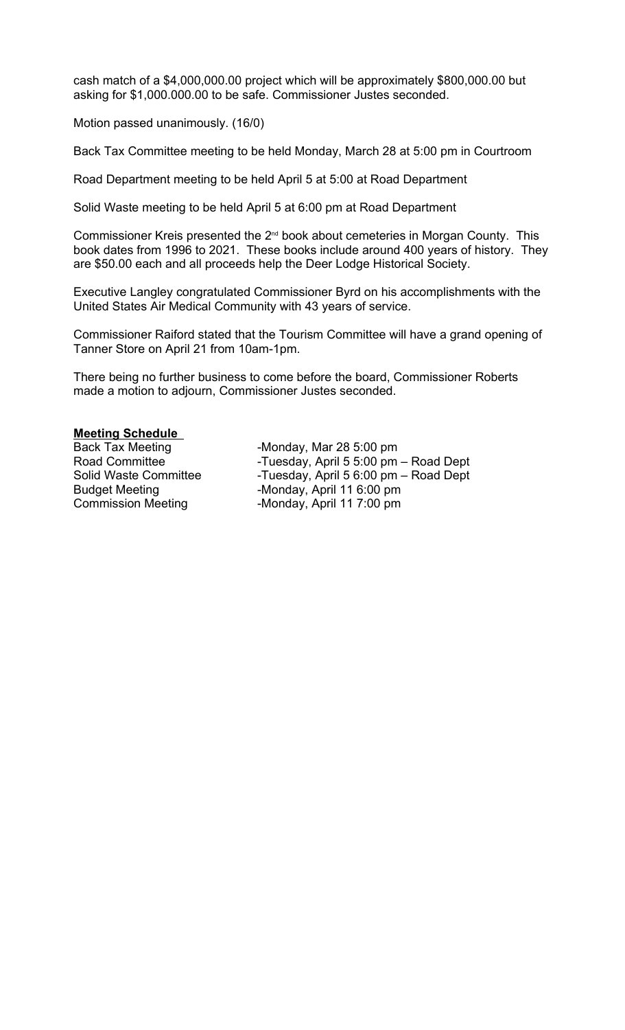cash match of a $4,000,000.00 project which will be approximately $800,000.00 but asking for $1,000.000.00 to be safe. Commissioner Justes seconded.

Motion passed unanimously. (16/0)

Back Tax Committee meeting to be held Monday, March 28 at 5:00 pm in Courtroom

Road Department meeting to be held April 5 at 5:00 at Road Department

Solid Waste meeting to be held April 5 at 6:00 pm at Road Department

Commissioner Kreis presented the 2nd book about cemeteries in Morgan County. This book dates from 1996 to 2021. These books include around 400 years of history. They are $50.00 each and all proceeds help the Deer Lodge Historical Society.

Executive Langley congratulated Commissioner Byrd on his accomplishments with the United States Air Medical Community with 43 years of service.

Commissioner Raiford stated that the Tourism Committee will have a grand opening of Tanner Store on April 21 from 10am-1pm.

There being no further business to come before the board, Commissioner Roberts made a motion to adjourn, Commissioner Justes seconded.

**Meeting Schedule**

| | |
|---|---|
| Back Tax Meeting | -Monday, Mar 28 5:00 pm |
| Road Committee | -Tuesday, April 5 5:00 pm – Road Dept |
| Solid Waste Committee | -Tuesday, April 5 6:00 pm – Road Dept |
| Budget Meeting | -Monday, April 11 6:00 pm |
| Commission Meeting | -Monday, April 11 7:00 pm |